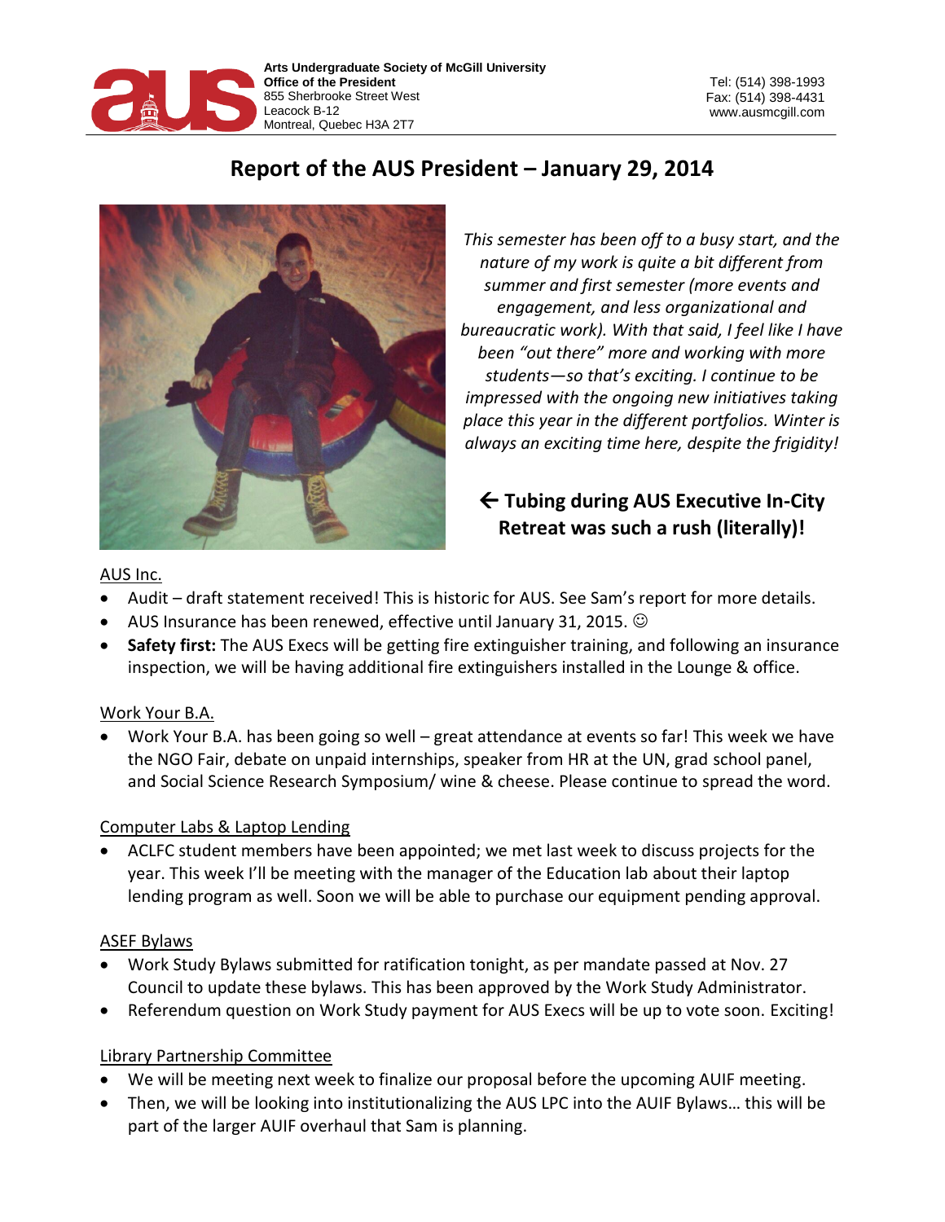Arts Undergraduate Society of McGill University
Office of the President
855 Sherbrooke Street West
Leacock B-12
Montreal, Quebec H3A 2T7

Tel: (514) 398-1993
Fax: (514) 398-4431
www.ausmcgill.com

# Report of the AUS President – January 29, 2014

*This semester has been off to a busy start, and the nature of my work is quite a bit different from summer and first semester (more events and engagement, and less organizational and bureaucratic work). With that said, I feel like I have been "out there" more and working with more students—so that's exciting. I continue to be impressed with the ongoing new initiatives taking place this year in the different portfolios. Winter is always an exciting time here, despite the frigidity!*

**← Tubing during AUS Executive In-City Retreat was such a rush (literally)!**

<u>AUS Inc.</u>

- Audit – draft statement received! This is historic for AUS. See Sam's report for more details.
- AUS Insurance has been renewed, effective until January 31, 2015. ☺
- **Safety first:** The AUS Execs will be getting fire extinguisher training, and following an insurance inspection, we will be having additional fire extinguishers installed in the Lounge & office.

<u>Work Your B.A.</u>

- Work Your B.A. has been going so well – great attendance at events so far! This week we have the NGO Fair, debate on unpaid internships, speaker from HR at the UN, grad school panel, and Social Science Research Symposium/ wine & cheese. Please continue to spread the word.

<u>Computer Labs & Laptop Lending</u>

- ACLFC student members have been appointed; we met last week to discuss projects for the year. This week I'll be meeting with the manager of the Education lab about their laptop lending program as well. Soon we will be able to purchase our equipment pending approval.

<u>ASEF Bylaws</u>

- Work Study Bylaws submitted for ratification tonight, as per mandate passed at Nov. 27 Council to update these bylaws. This has been approved by the Work Study Administrator.
- Referendum question on Work Study payment for AUS Execs will be up to vote soon. Exciting!

<u>Library Partnership Committee</u>

- We will be meeting next week to finalize our proposal before the upcoming AUIF meeting.
- Then, we will be looking into institutionalizing the AUS LPC into the AUIF Bylaws… this will be part of the larger AUIF overhaul that Sam is planning.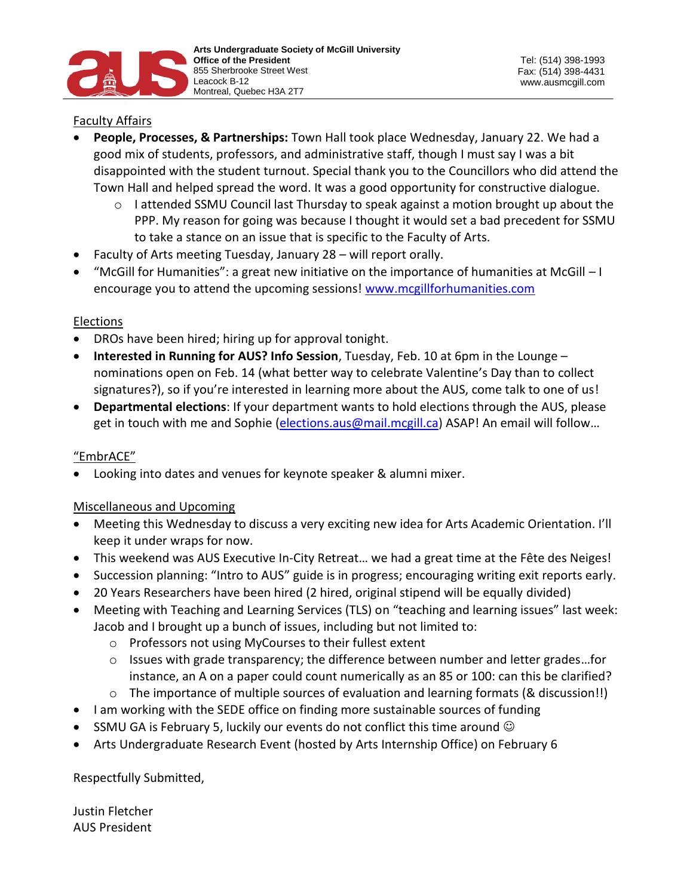Arts Undergraduate Society of McGill University
Office of the President
855 Sherbrooke Street West
Leacock B-12
Montreal, Quebec H3A 2T7

Tel: (514) 398-1993
Fax: (514) 398-4431
www.ausmcgill.com

Faculty Affairs

- **People, Processes, & Partnerships:** Town Hall took place Wednesday, January 22. We had a good mix of students, professors, and administrative staff, though I must say I was a bit disappointed with the student turnout. Special thank you to the Councillors who did attend the Town Hall and helped spread the word. It was a good opportunity for constructive dialogue.
  - I attended SSMU Council last Thursday to speak against a motion brought up about the PPP. My reason for going was because I thought it would set a bad precedent for SSMU to take a stance on an issue that is specific to the Faculty of Arts.
- Faculty of Arts meeting Tuesday, January 28 – will report orally.
- "McGill for Humanities": a great new initiative on the importance of humanities at McGill – I encourage you to attend the upcoming sessions! www.mcgillforhumanities.com

Elections

- DROs have been hired; hiring up for approval tonight.
- **Interested in Running for AUS? Info Session**, Tuesday, Feb. 10 at 6pm in the Lounge – nominations open on Feb. 14 (what better way to celebrate Valentine's Day than to collect signatures?), so if you're interested in learning more about the AUS, come talk to one of us!
- **Departmental elections**: If your department wants to hold elections through the AUS, please get in touch with me and Sophie (elections.aus@mail.mcgill.ca) ASAP! An email will follow…

"EmbrACE"

- Looking into dates and venues for keynote speaker & alumni mixer.

Miscellaneous and Upcoming

- Meeting this Wednesday to discuss a very exciting new idea for Arts Academic Orientation. I'll keep it under wraps for now.
- This weekend was AUS Executive In-City Retreat… we had a great time at the Fête des Neiges!
- Succession planning: "Intro to AUS" guide is in progress; encouraging writing exit reports early.
- 20 Years Researchers have been hired (2 hired, original stipend will be equally divided)
- Meeting with Teaching and Learning Services (TLS) on "teaching and learning issues" last week: Jacob and I brought up a bunch of issues, including but not limited to:
  - Professors not using MyCourses to their fullest extent
  - Issues with grade transparency; the difference between number and letter grades…for instance, an A on a paper could count numerically as an 85 or 100: can this be clarified?
  - The importance of multiple sources of evaluation and learning formats (& discussion!!)
- I am working with the SEDE office on finding more sustainable sources of funding
- SSMU GA is February 5, luckily our events do not conflict this time around ☺
- Arts Undergraduate Research Event (hosted by Arts Internship Office) on February 6

Respectfully Submitted,

Justin Fletcher
AUS President